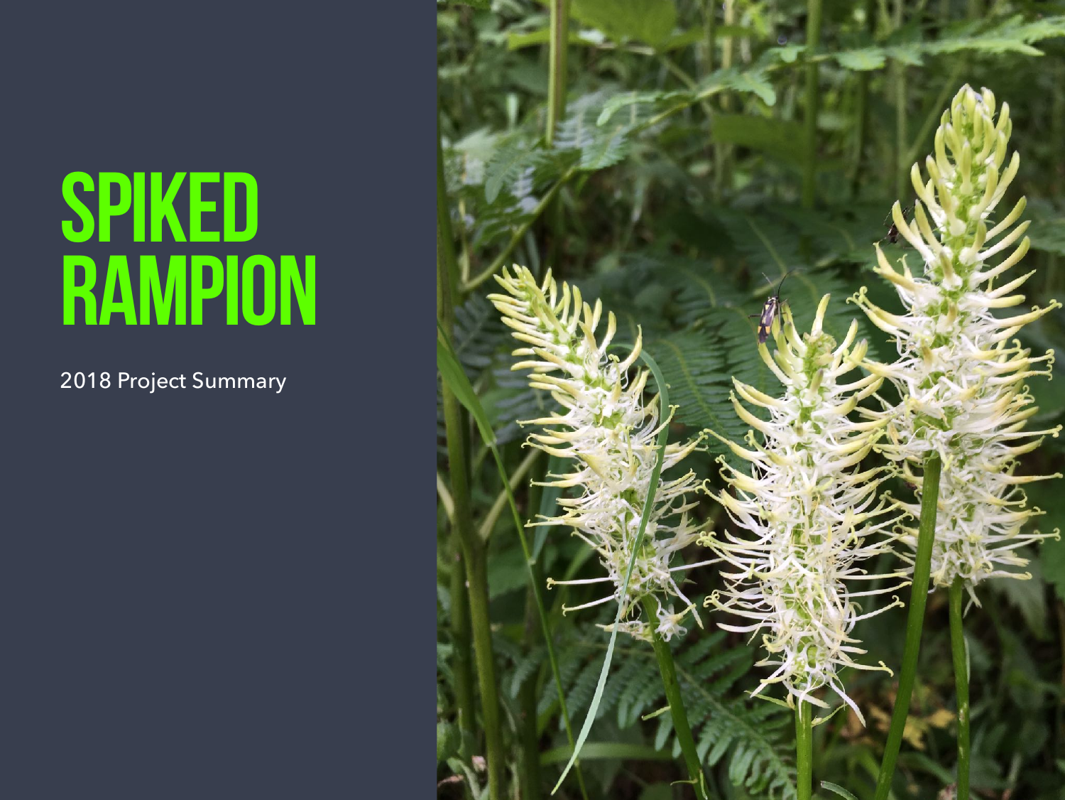# SPIKED RAMPION

2018 Project Summary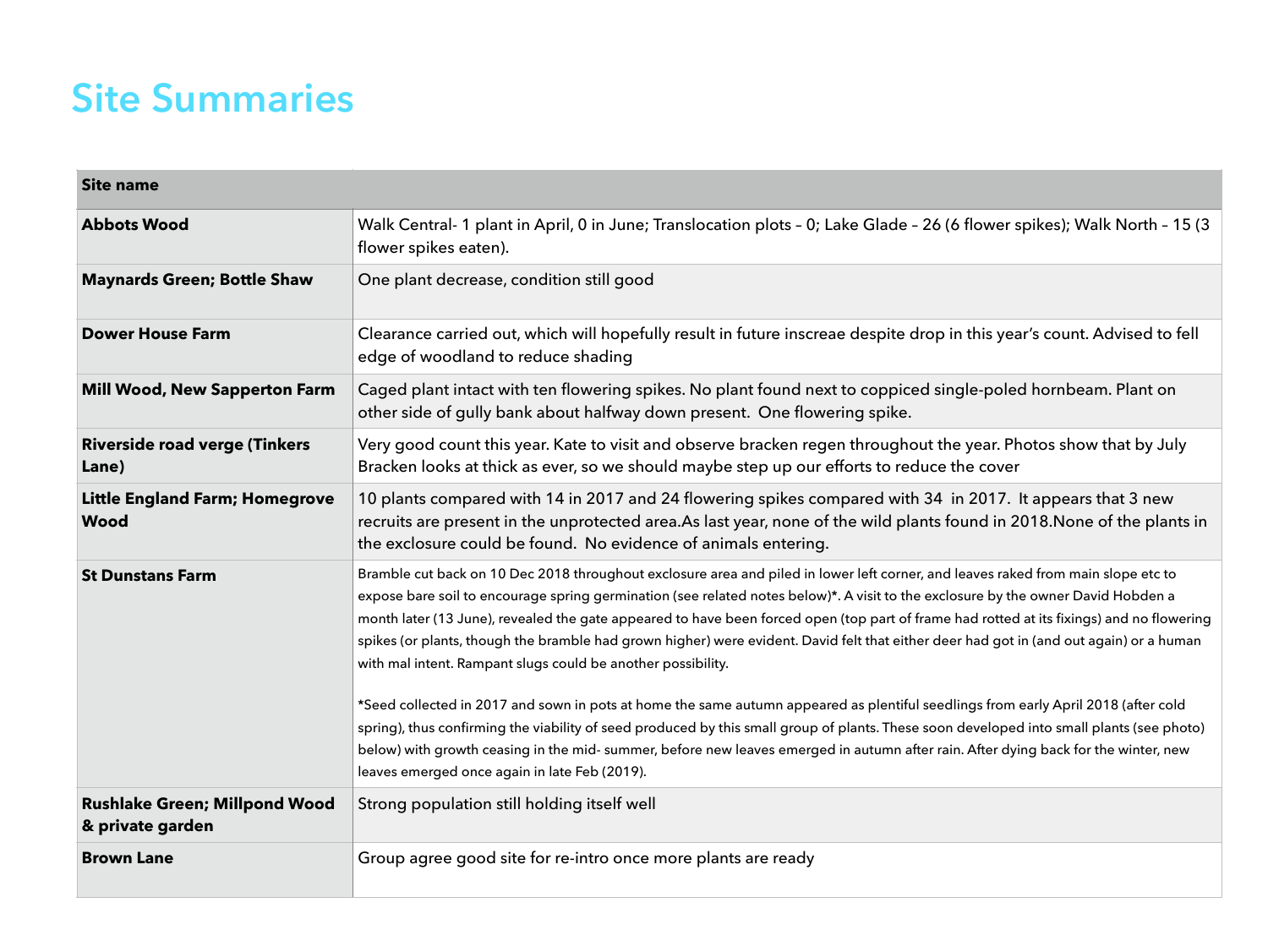# Site Summaries

| Site name | |
|---|---|
| **Abbots Wood** | Walk Central- 1 plant in April, 0 in June; Translocation plots – 0; Lake Glade – 26 (6 flower spikes); Walk North – 15 (3 flower spikes eaten). |
| **Maynards Green; Bottle Shaw** | One plant decrease, condition still good |
| **Dower House Farm** | Clearance carried out, which will hopefully result in future inscreae despite drop in this year's count. Advised to fell edge of woodland to reduce shading |
| **Mill Wood, New Sapperton Farm** | Caged plant intact with ten flowering spikes. No plant found next to coppiced single-poled hornbeam. Plant on other side of gully bank about halfway down present. One flowering spike. |
| **Riverside road verge (Tinkers Lane)** | Very good count this year. Kate to visit and observe bracken regen throughout the year. Photos show that by July Bracken looks at thick as ever, so we should maybe step up our efforts to reduce the cover |
| **Little England Farm; Homegrove Wood** | 10 plants compared with 14 in 2017 and 24 flowering spikes compared with 34 in 2017. It appears that 3 new recruits are present in the unprotected area.As last year, none of the wild plants found in 2018.None of the plants in the exclosure could be found. No evidence of animals entering. |
| **St Dunstans Farm** | Bramble cut back on 10 Dec 2018 throughout exclosure area and piled in lower left corner, and leaves raked from main slope etc to expose bare soil to encourage spring germination (see related notes below)*. A visit to the exclosure by the owner David Hobden a month later (13 June), revealed the gate appeared to have been forced open (top part of frame had rotted at its fixings) and no flowering spikes (or plants, though the bramble had grown higher) were evident. David felt that either deer had got in (and out again) or a human with mal intent. Rampant slugs could be another possibility.<br><br>*Seed collected in 2017 and sown in pots at home the same autumn appeared as plentiful seedlings from early April 2018 (after cold spring), thus confirming the viability of seed produced by this small group of plants. These soon developed into small plants (see photo) below) with growth ceasing in the mid- summer, before new leaves emerged in autumn after rain. After dying back for the winter, new leaves emerged once again in late Feb (2019). |
| **Rushlake Green; Millpond Wood & private garden** | Strong population still holding itself well |
| **Brown Lane** | Group agree good site for re-intro once more plants are ready |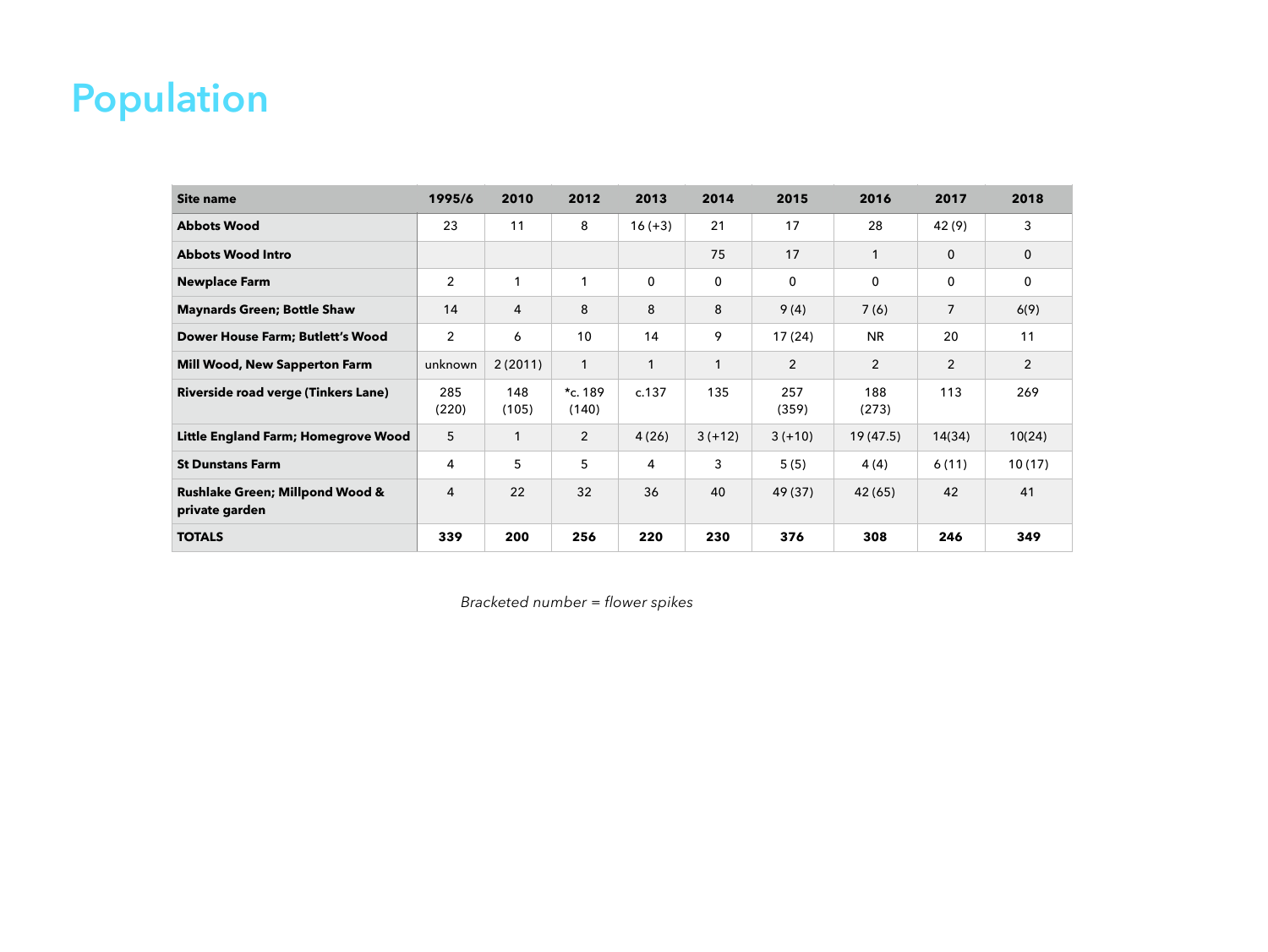# Population

| Site name | 1995/6 | 2010 | 2012 | 2013 | 2014 | 2015 | 2016 | 2017 | 2018 |
|---|---|---|---|---|---|---|---|---|---|
| **Abbots Wood** | 23 | 11 | 8 | 16 (+3) | 21 | 17 | 28 | 42 (9) | 3 |
| **Abbots Wood Intro** | | | | | 75 | 17 | 1 | 0 | 0 |
| **Newplace Farm** | 2 | 1 | 1 | 0 | 0 | 0 | 0 | 0 | 0 |
| **Maynards Green; Bottle Shaw** | 14 | 4 | 8 | 8 | 8 | 9 (4) | 7 (6) | 7 | 6(9) |
| **Dower House Farm; Butlett's Wood** | 2 | 6 | 10 | 14 | 9 | 17 (24) | NR | 20 | 11 |
| **Mill Wood, New Sapperton Farm** | unknown | 2 (2011) | 1 | 1 | 1 | 2 | 2 | 2 | 2 |
| **Riverside road verge (Tinkers Lane)** | 285 (220) | 148 (105) | *c. 189 (140) | c.137 | 135 | 257 (359) | 188 (273) | 113 | 269 |
| **Little England Farm; Homegrove Wood** | 5 | 1 | 2 | 4 (26) | 3 (+12) | 3 (+10) | 19 (47.5) | 14(34) | 10(24) |
| **St Dunstans Farm** | 4 | 5 | 5 | 4 | 3 | 5 (5) | 4 (4) | 6 (11) | 10 (17) |
| **Rushlake Green; Millpond Wood & private garden** | 4 | 22 | 32 | 36 | 40 | 49 (37) | 42 (65) | 42 | 41 |
| **TOTALS** | **339** | **200** | **256** | **220** | **230** | **376** | **308** | **246** | **349** |

*Bracketed number = flower spikes*